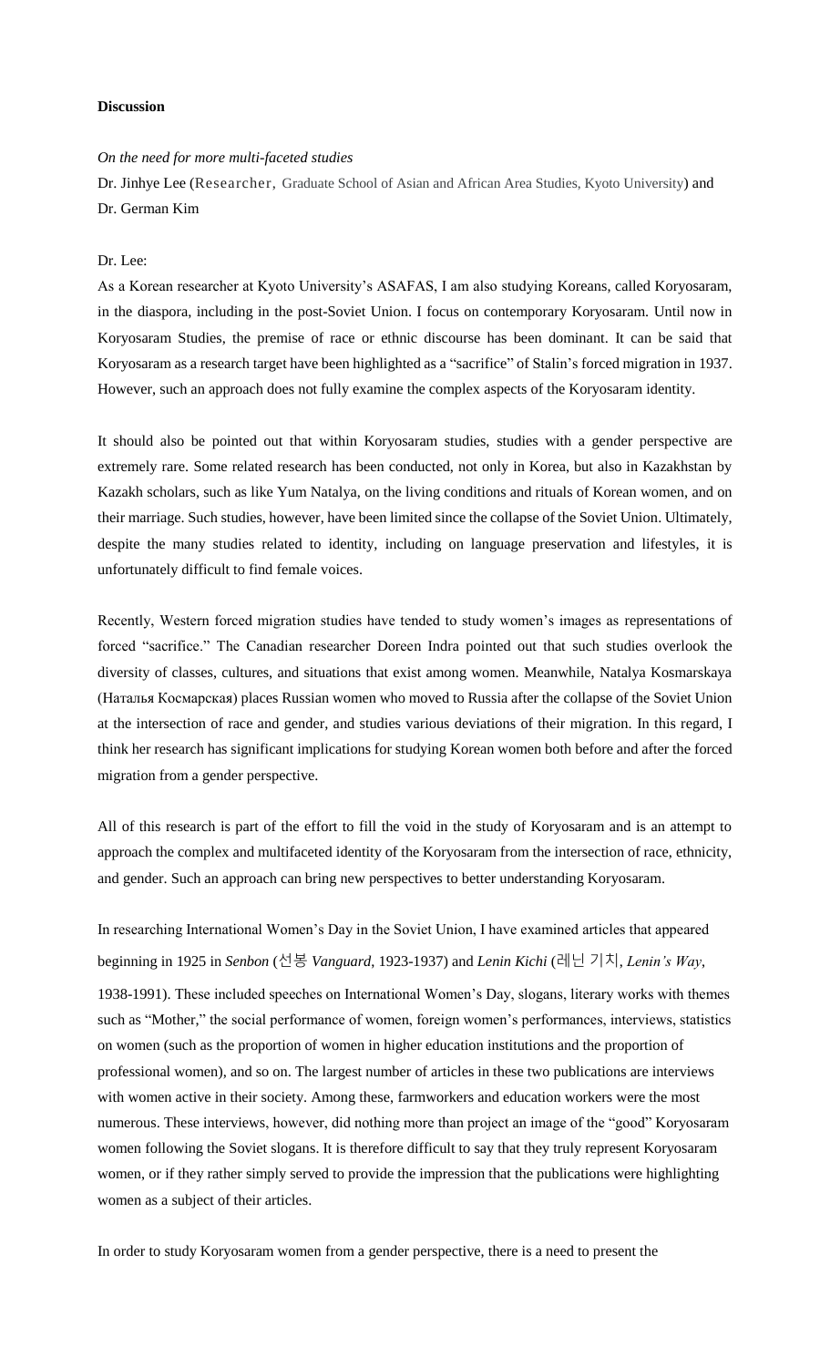**Discussion**

*On the need for more multi-faceted studies*

Dr. Jinhye Lee (Researcher, Graduate School of Asian and African Area Studies, Kyoto University) and Dr. German Kim

Dr. Lee:

As a Korean researcher at Kyoto University's ASAFAS, I am also studying Koreans, called Koryosaram, in the diaspora, including in the post-Soviet Union. I focus on contemporary Koryosaram. Until now in Koryosaram Studies, the premise of race or ethnic discourse has been dominant. It can be said that Koryosaram as a research target have been highlighted as a "sacrifice" of Stalin's forced migration in 1937. However, such an approach does not fully examine the complex aspects of the Koryosaram identity.

It should also be pointed out that within Koryosaram studies, studies with a gender perspective are extremely rare. Some related research has been conducted, not only in Korea, but also in Kazakhstan by Kazakh scholars, such as like Yum Natalya, on the living conditions and rituals of Korean women, and on their marriage. Such studies, however, have been limited since the collapse of the Soviet Union. Ultimately, despite the many studies related to identity, including on language preservation and lifestyles, it is unfortunately difficult to find female voices.

Recently, Western forced migration studies have tended to study women's images as representations of forced "sacrifice." The Canadian researcher Doreen Indra pointed out that such studies overlook the diversity of classes, cultures, and situations that exist among women. Meanwhile, Natalya Kosmarskaya (Наталья Космарская) places Russian women who moved to Russia after the collapse of the Soviet Union at the intersection of race and gender, and studies various deviations of their migration. In this regard, I think her research has significant implications for studying Korean women both before and after the forced migration from a gender perspective.

All of this research is part of the effort to fill the void in the study of Koryosaram and is an attempt to approach the complex and multifaceted identity of the Koryosaram from the intersection of race, ethnicity, and gender. Such an approach can bring new perspectives to better understanding Koryosaram.

In researching International Women's Day in the Soviet Union, I have examined articles that appeared beginning in 1925 in *Senbon* (선봉 *Vanguard*, 1923-1937) and *Lenin Kichi* (레닌 기치, *Lenin's Way*, 1938-1991). These included speeches on International Women's Day, slogans, literary works with themes such as "Mother," the social performance of women, foreign women's performances, interviews, statistics on women (such as the proportion of women in higher education institutions and the proportion of professional women), and so on. The largest number of articles in these two publications are interviews with women active in their society. Among these, farmworkers and education workers were the most numerous. These interviews, however, did nothing more than project an image of the "good" Koryosaram women following the Soviet slogans. It is therefore difficult to say that they truly represent Koryosaram women, or if they rather simply served to provide the impression that the publications were highlighting women as a subject of their articles.

In order to study Koryosaram women from a gender perspective, there is a need to present the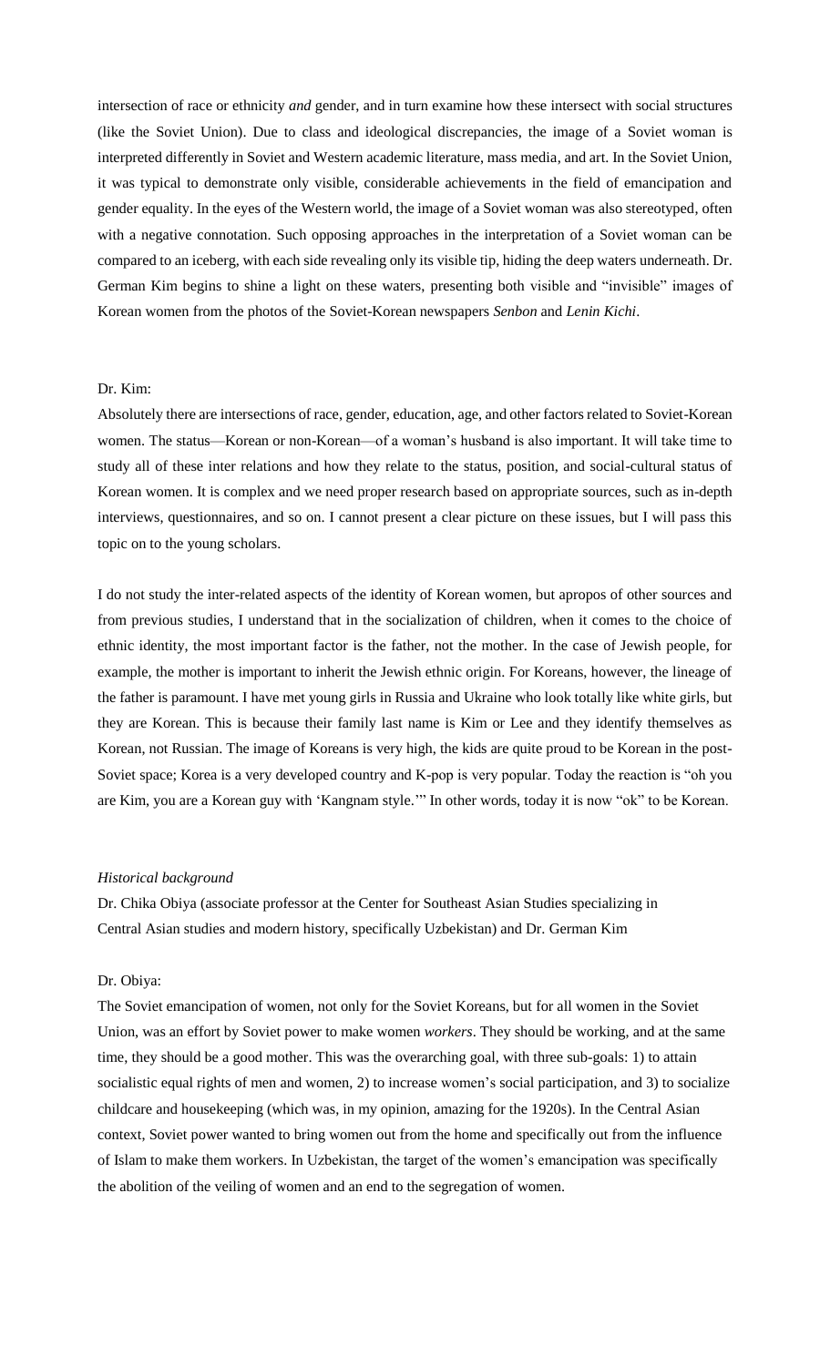intersection of race or ethnicity *and* gender, and in turn examine how these intersect with social structures (like the Soviet Union). Due to class and ideological discrepancies, the image of a Soviet woman is interpreted differently in Soviet and Western academic literature, mass media, and art. In the Soviet Union, it was typical to demonstrate only visible, considerable achievements in the field of emancipation and gender equality. In the eyes of the Western world, the image of a Soviet woman was also stereotyped, often with a negative connotation. Such opposing approaches in the interpretation of a Soviet woman can be compared to an iceberg, with each side revealing only its visible tip, hiding the deep waters underneath. Dr. German Kim begins to shine a light on these waters, presenting both visible and "invisible" images of Korean women from the photos of the Soviet-Korean newspapers *Senbon* and *Lenin Kichi*.

Dr. Kim:

Absolutely there are intersections of race, gender, education, age, and other factors related to Soviet-Korean women. The status—Korean or non-Korean—of a woman's husband is also important. It will take time to study all of these inter relations and how they relate to the status, position, and social-cultural status of Korean women. It is complex and we need proper research based on appropriate sources, such as in-depth interviews, questionnaires, and so on. I cannot present a clear picture on these issues, but I will pass this topic on to the young scholars.

I do not study the inter-related aspects of the identity of Korean women, but apropos of other sources and from previous studies, I understand that in the socialization of children, when it comes to the choice of ethnic identity, the most important factor is the father, not the mother. In the case of Jewish people, for example, the mother is important to inherit the Jewish ethnic origin. For Koreans, however, the lineage of the father is paramount. I have met young girls in Russia and Ukraine who look totally like white girls, but they are Korean. This is because their family last name is Kim or Lee and they identify themselves as Korean, not Russian. The image of Koreans is very high, the kids are quite proud to be Korean in the post-Soviet space; Korea is a very developed country and K-pop is very popular. Today the reaction is "oh you are Kim, you are a Korean guy with 'Kangnam style.'" In other words, today it is now "ok" to be Korean.

*Historical background*

Dr. Chika Obiya (associate professor at the Center for Southeast Asian Studies specializing in Central Asian studies and modern history, specifically Uzbekistan) and Dr. German Kim

Dr. Obiya:

The Soviet emancipation of women, not only for the Soviet Koreans, but for all women in the Soviet Union, was an effort by Soviet power to make women *workers*. They should be working, and at the same time, they should be a good mother. This was the overarching goal, with three sub-goals: 1) to attain socialistic equal rights of men and women, 2) to increase women's social participation, and 3) to socialize childcare and housekeeping (which was, in my opinion, amazing for the 1920s). In the Central Asian context, Soviet power wanted to bring women out from the home and specifically out from the influence of Islam to make them workers. In Uzbekistan, the target of the women's emancipation was specifically the abolition of the veiling of women and an end to the segregation of women.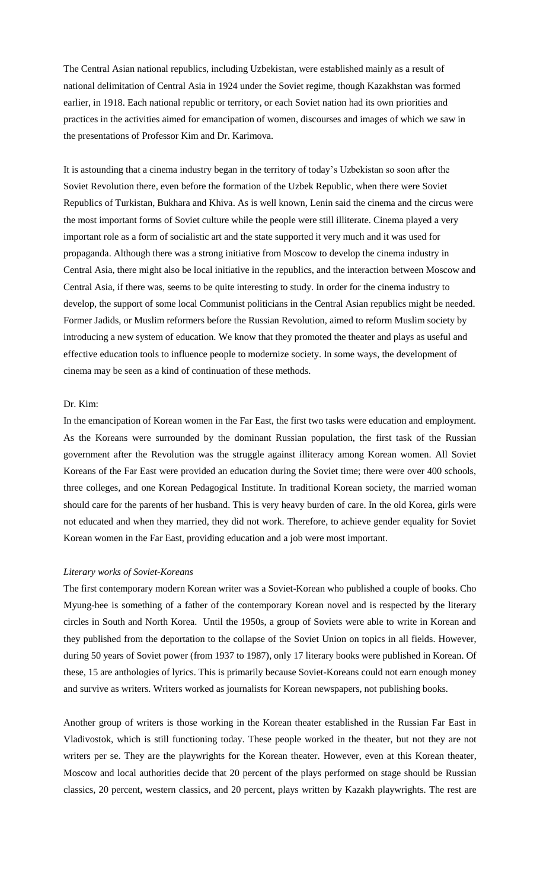The Central Asian national republics, including Uzbekistan, were established mainly as a result of national delimitation of Central Asia in 1924 under the Soviet regime, though Kazakhstan was formed earlier, in 1918. Each national republic or territory, or each Soviet nation had its own priorities and practices in the activities aimed for emancipation of women, discourses and images of which we saw in the presentations of Professor Kim and Dr. Karimova.

It is astounding that a cinema industry began in the territory of today's Uzbekistan so soon after the Soviet Revolution there, even before the formation of the Uzbek Republic, when there were Soviet Republics of Turkistan, Bukhara and Khiva. As is well known, Lenin said the cinema and the circus were the most important forms of Soviet culture while the people were still illiterate. Cinema played a very important role as a form of socialistic art and the state supported it very much and it was used for propaganda. Although there was a strong initiative from Moscow to develop the cinema industry in Central Asia, there might also be local initiative in the republics, and the interaction between Moscow and Central Asia, if there was, seems to be quite interesting to study. In order for the cinema industry to develop, the support of some local Communist politicians in the Central Asian republics might be needed. Former Jadids, or Muslim reformers before the Russian Revolution, aimed to reform Muslim society by introducing a new system of education. We know that they promoted the theater and plays as useful and effective education tools to influence people to modernize society. In some ways, the development of cinema may be seen as a kind of continuation of these methods.

Dr. Kim:

In the emancipation of Korean women in the Far East, the first two tasks were education and employment. As the Koreans were surrounded by the dominant Russian population, the first task of the Russian government after the Revolution was the struggle against illiteracy among Korean women. All Soviet Koreans of the Far East were provided an education during the Soviet time; there were over 400 schools, three colleges, and one Korean Pedagogical Institute. In traditional Korean society, the married woman should care for the parents of her husband. This is very heavy burden of care. In the old Korea, girls were not educated and when they married, they did not work. Therefore, to achieve gender equality for Soviet Korean women in the Far East, providing education and a job were most important.

*Literary works of Soviet-Koreans*

The first contemporary modern Korean writer was a Soviet-Korean who published a couple of books. Cho Myung-hee is something of a father of the contemporary Korean novel and is respected by the literary circles in South and North Korea. Until the 1950s, a group of Soviets were able to write in Korean and they published from the deportation to the collapse of the Soviet Union on topics in all fields. However, during 50 years of Soviet power (from 1937 to 1987), only 17 literary books were published in Korean. Of these, 15 are anthologies of lyrics. This is primarily because Soviet-Koreans could not earn enough money and survive as writers. Writers worked as journalists for Korean newspapers, not publishing books.

Another group of writers is those working in the Korean theater established in the Russian Far East in Vladivostok, which is still functioning today. These people worked in the theater, but not they are not writers per se. They are the playwrights for the Korean theater. However, even at this Korean theater, Moscow and local authorities decide that 20 percent of the plays performed on stage should be Russian classics, 20 percent, western classics, and 20 percent, plays written by Kazakh playwrights. The rest are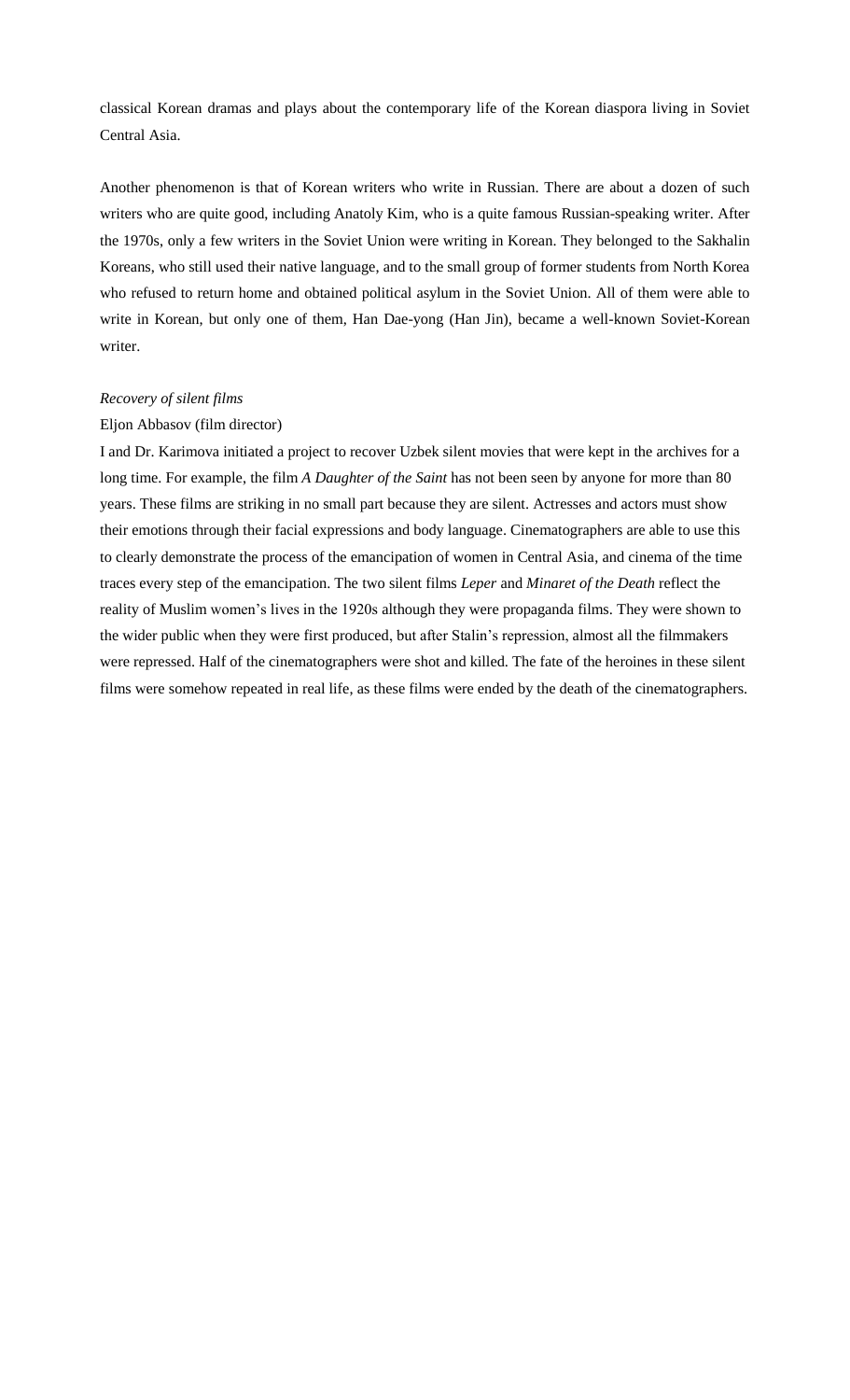classical Korean dramas and plays about the contemporary life of the Korean diaspora living in Soviet Central Asia.

Another phenomenon is that of Korean writers who write in Russian. There are about a dozen of such writers who are quite good, including Anatoly Kim, who is a quite famous Russian-speaking writer. After the 1970s, only a few writers in the Soviet Union were writing in Korean. They belonged to the Sakhalin Koreans, who still used their native language, and to the small group of former students from North Korea who refused to return home and obtained political asylum in the Soviet Union. All of them were able to write in Korean, but only one of them, Han Dae-yong (Han Jin), became a well-known Soviet-Korean writer.

*Recovery of silent films*

Eljon Abbasov (film director)

I and Dr. Karimova initiated a project to recover Uzbek silent movies that were kept in the archives for a long time. For example, the film *A Daughter of the Saint* has not been seen by anyone for more than 80 years. These films are striking in no small part because they are silent. Actresses and actors must show their emotions through their facial expressions and body language. Cinematographers are able to use this to clearly demonstrate the process of the emancipation of women in Central Asia, and cinema of the time traces every step of the emancipation. The two silent films *Leper* and *Minaret of the Death* reflect the reality of Muslim women's lives in the 1920s although they were propaganda films. They were shown to the wider public when they were first produced, but after Stalin's repression, almost all the filmmakers were repressed. Half of the cinematographers were shot and killed. The fate of the heroines in these silent films were somehow repeated in real life, as these films were ended by the death of the cinematographers.